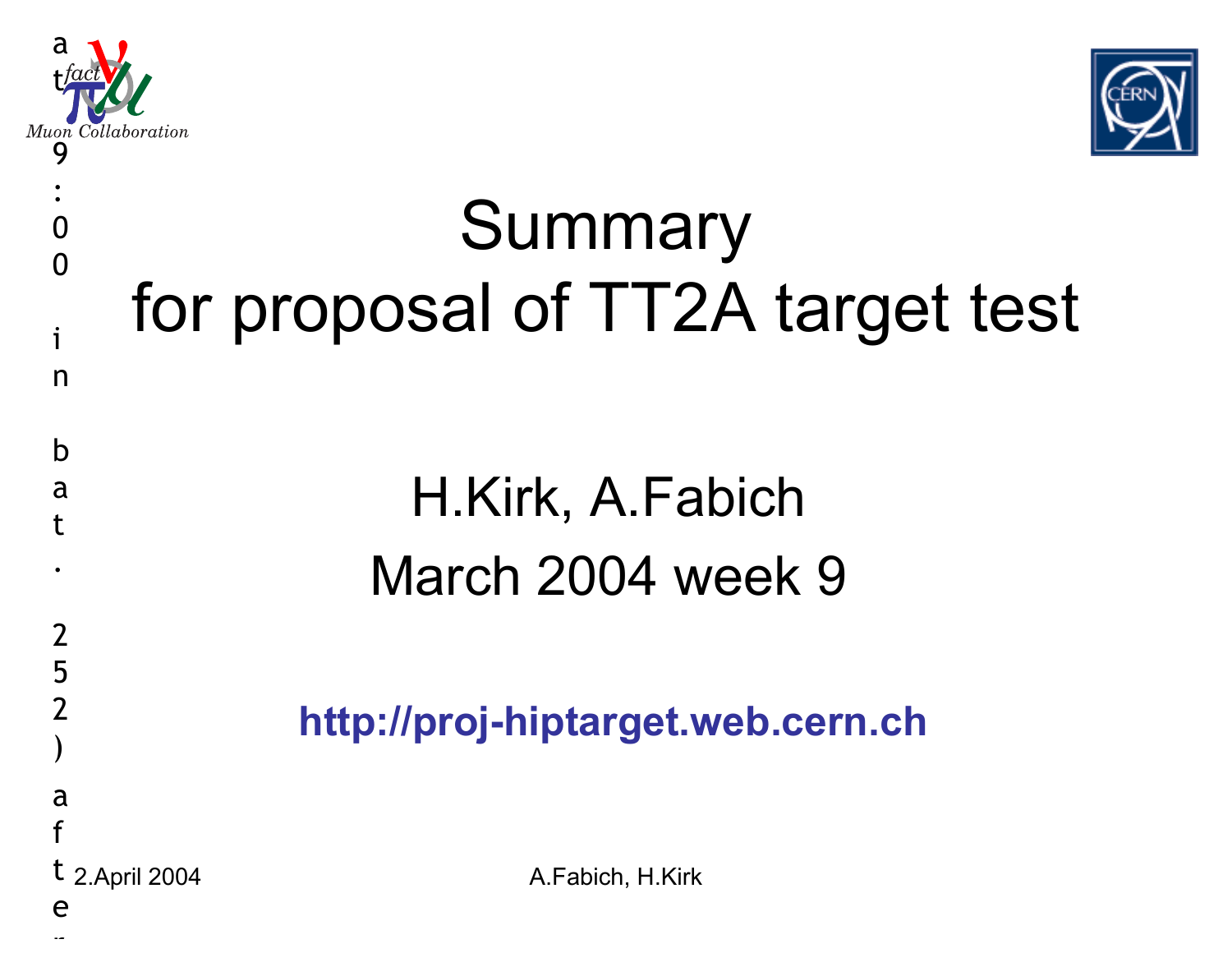a t 9 : 0 0 in bat. 252) after

Muon Collaboration

# Summary
# for proposal of TT2A target test

H.Kirk, A.Fabich

March 2004 week 9

**http://proj-hiptarget.web.cern.ch**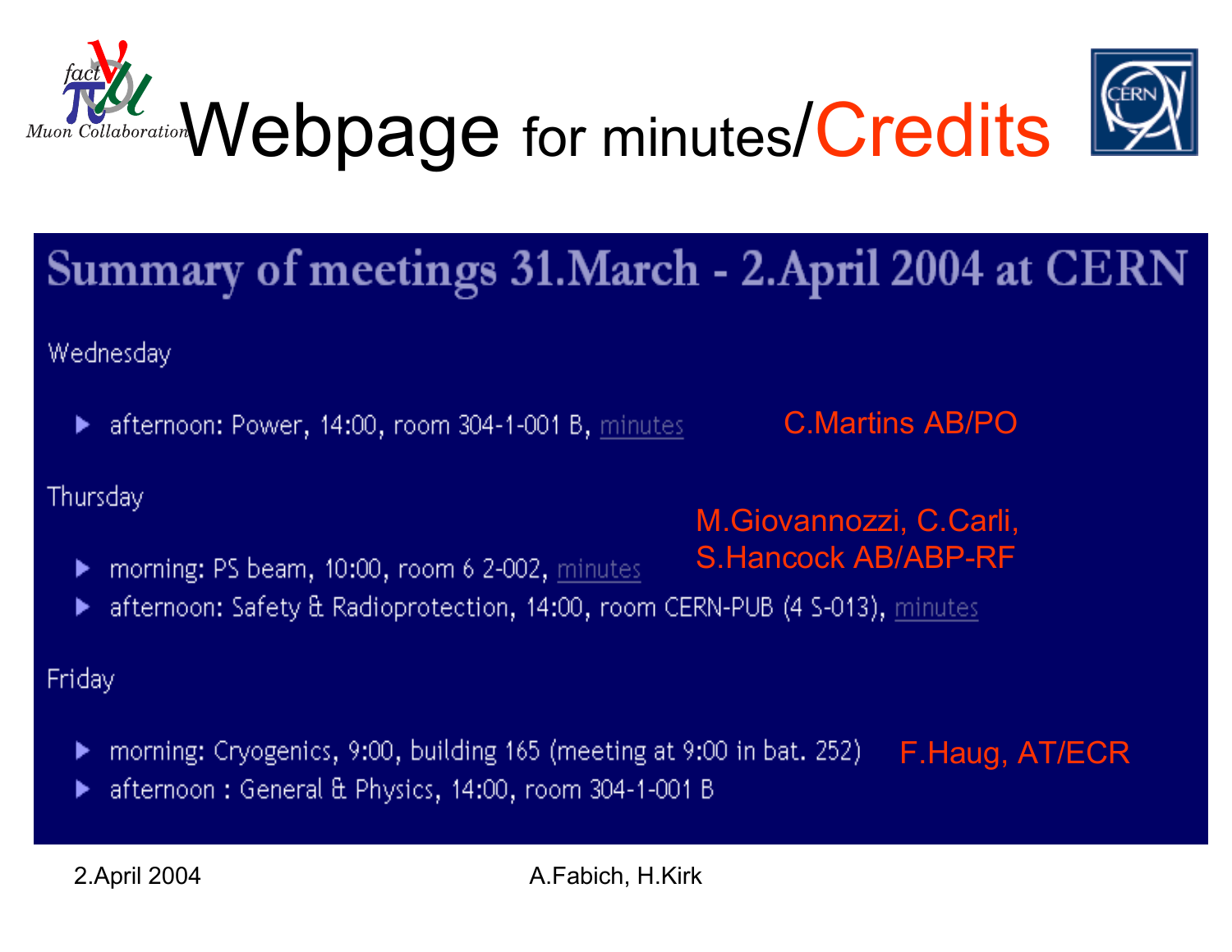# Webpage for minutes/Credits

## Summary of meetings 31.March - 2.April 2004 at CERN

Wednesday

- afternoon: Power, 14:00, room 304-1-001 B, minutes — C.Martins AB/PO

Thursday

- morning: PS beam, 10:00, room 6 2-002, minutes — M.Giovannozzi, C.Carli, S.Hancock AB/ABP-RF
- afternoon: Safety & Radioprotection, 14:00, room CERN-PUB (4 S-013), minutes

Friday

- morning: Cryogenics, 9:00, building 165 (meeting at 9:00 in bat. 252) — F.Haug, AT/ECR
- afternoon : General & Physics, 14:00, room 304-1-001 B

2.April 2004 A.Fabich, H.Kirk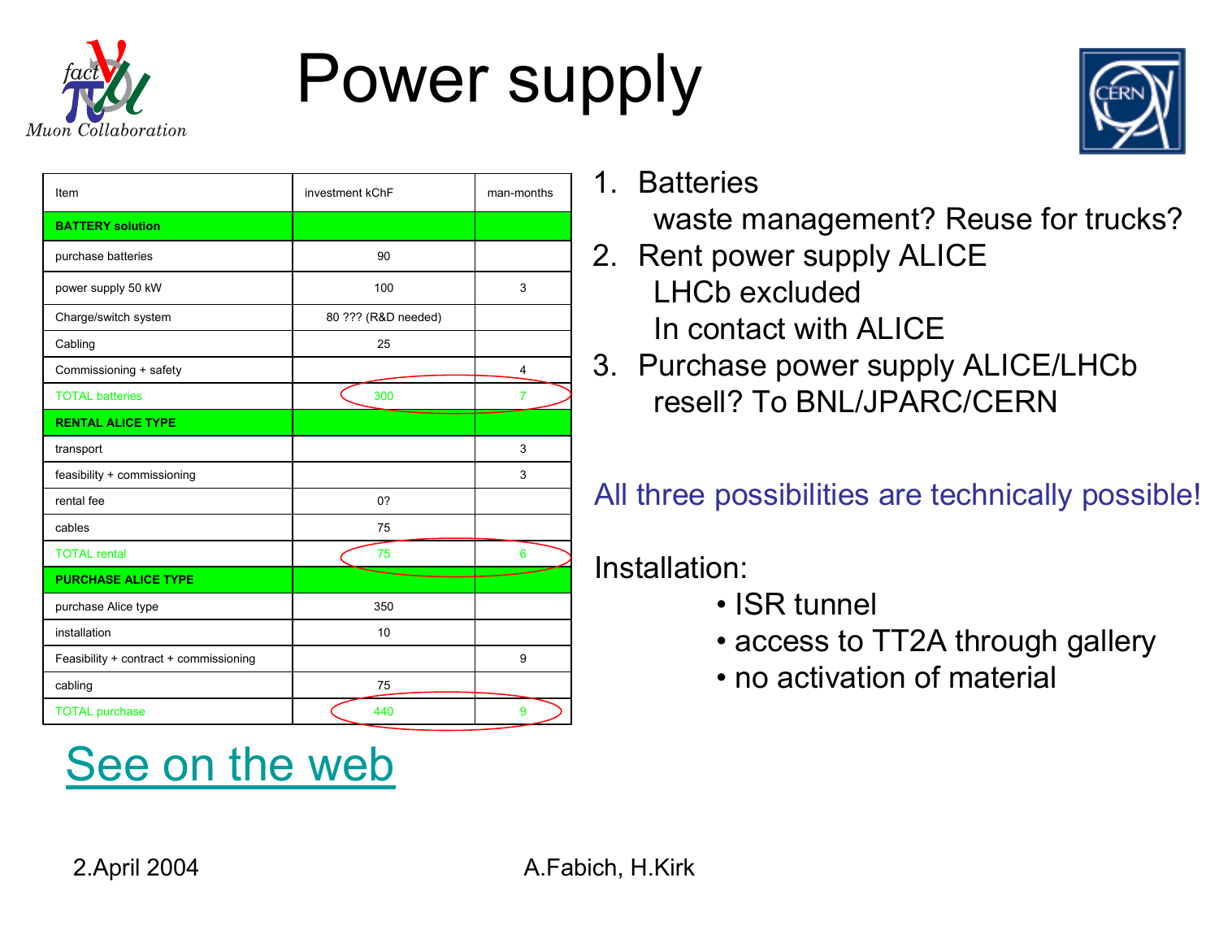# Power supply

| Item | investment kChF | man-months |
|---|---|---|
| **BATTERY solution** | | |
| purchase batteries | 90 | |
| power supply 50 kW | 100 | 3 |
| Charge/switch system | 80 ??? (R&D needed) | |
| Cabling | 25 | |
| Commissioning + safety | | 4 |
| TOTAL batteries | 300 | 7 |
| **RENTAL ALICE TYPE** | | |
| transport | | 3 |
| feasibility + commissioning | | 3 |
| rental fee | 0? | |
| cables | 75 | |
| TOTAL rental | 75 | 6 |
| **PURCHASE ALICE TYPE** | | |
| purchase Alice type | 350 | |
| installation | 10 | |
| Feasibility + contract + commissioning | | 9 |
| cabling | 75 | |
| TOTAL purchase | 440 | 9 |

See on the web

1. Batteries
   waste management? Reuse for trucks?
2. Rent power supply ALICE
   LHCb excluded
   In contact with ALICE
3. Purchase power supply ALICE/LHCb
   resell? To BNL/JPARC/CERN

All three possibilities are technically possible!

Installation:

- ISR tunnel
- access to TT2A through gallery
- no activation of material

2.April 2004 A.Fabich, H.Kirk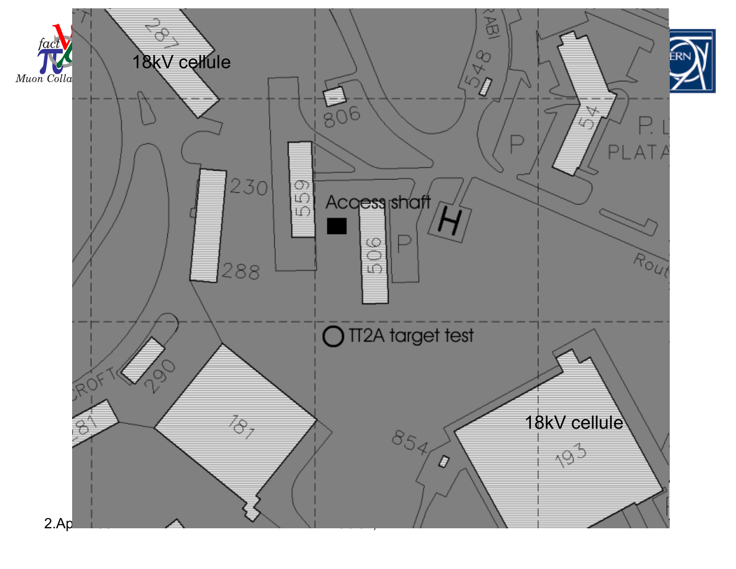18kV cellule

Access shaft

TT2A target test

18kV cellule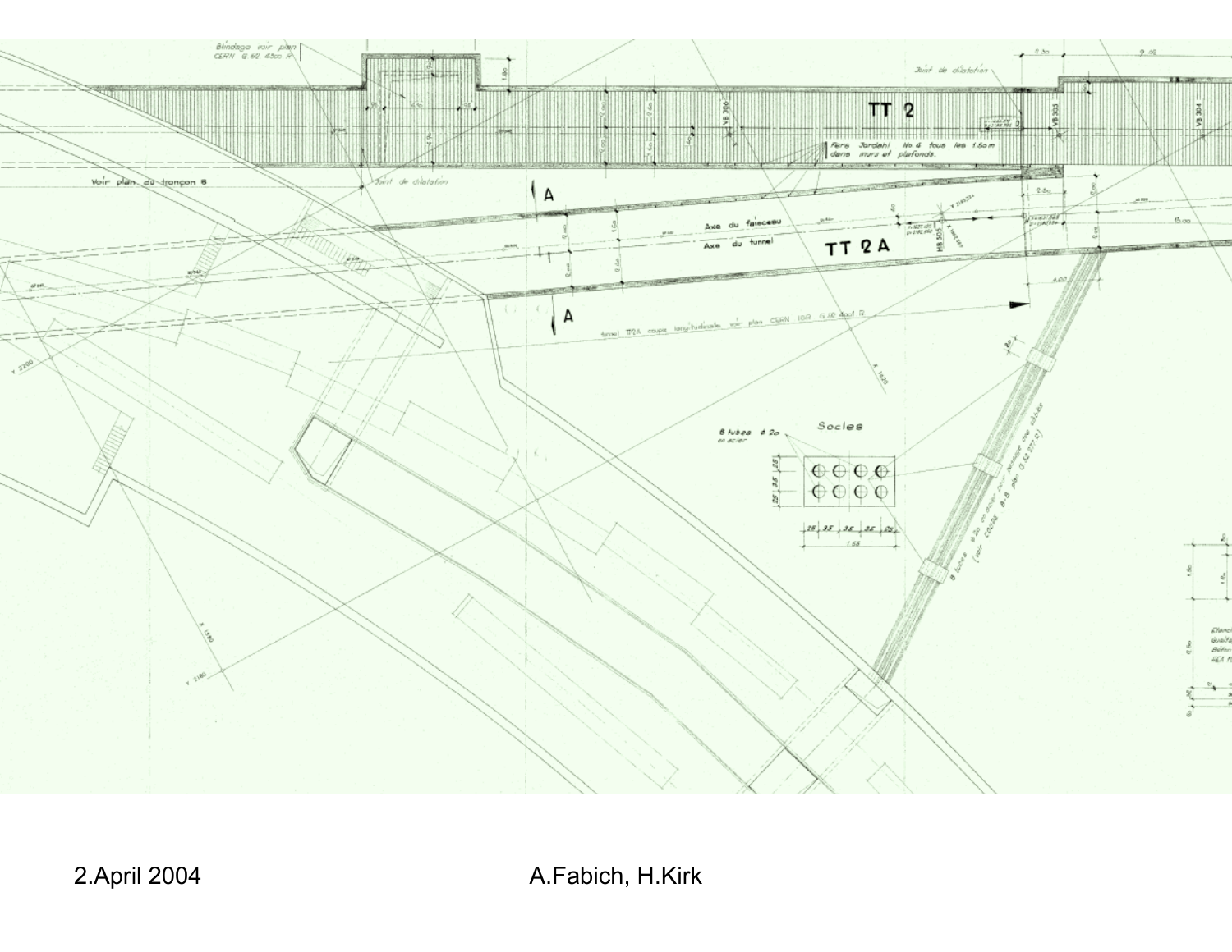TT 2

TT 2A

Axe du faisceau

Axe du tunnel

Voir plan du tronçon 8

Joint de dilatation

Fers Jordahl No 4 tous les 1.50 m dans murs et plafonds.

Socles

8 tubes ø 20 en acier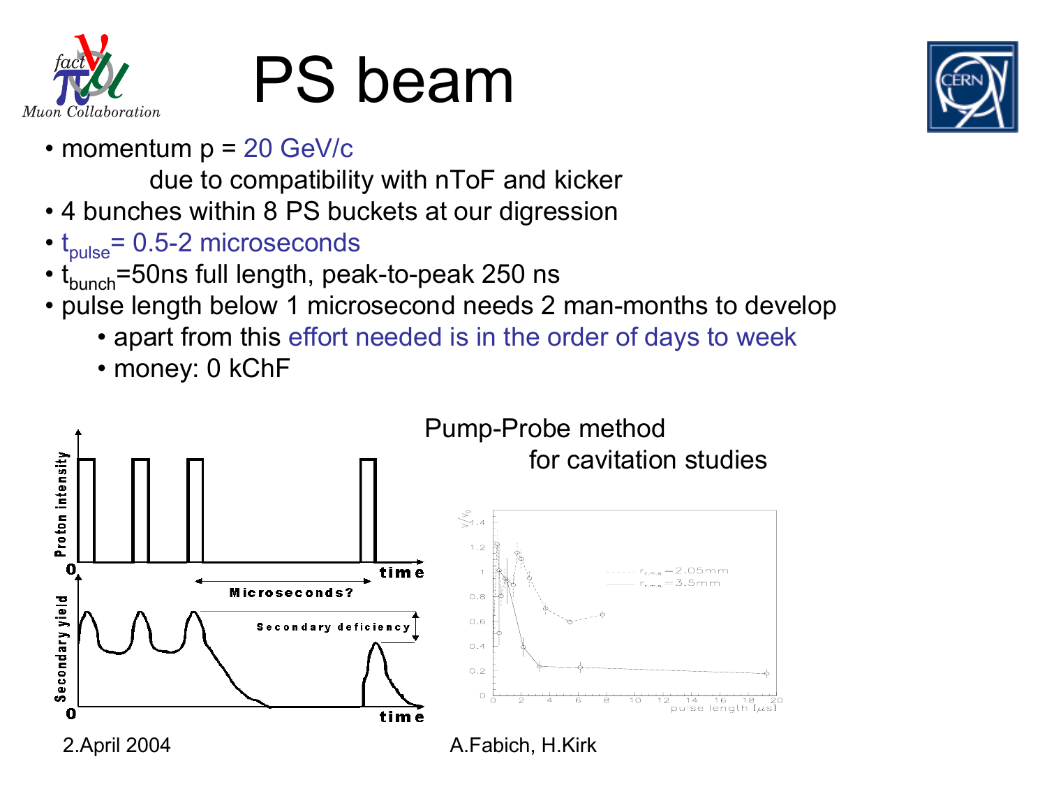# PS beam

- momentum p = 20 GeV/c

  due to compatibility with nToF and kicker
- 4 bunches within 8 PS buckets at our digression
- $t_{pulse}$= 0.5-2 microseconds
- $t_{bunch}$=50ns full length, peak-to-peak 250 ns
- pulse length below 1 microsecond needs 2 man-months to develop
  - apart from this effort needed is in the order of days to week
  - money: 0 kChF

Pump-Probe method

for cavitation studies

2.April 2004

A.Fabich, H.Kirk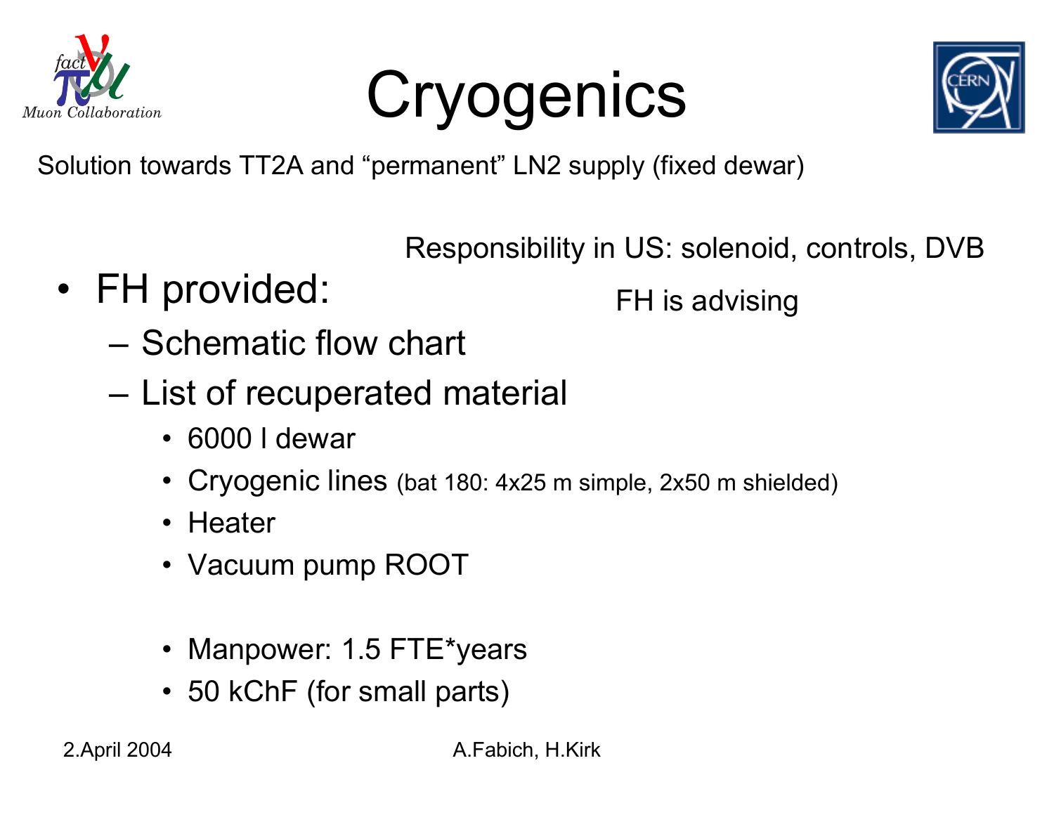# Cryogenics

Solution towards TT2A and “permanent” LN2 supply (fixed dewar)

Responsibility in US: solenoid, controls, DVB

FH is advising

- FH provided:
  - Schematic flow chart
  - List of recuperated material
    - 6000 l dewar
    - Cryogenic lines (bat 180: 4x25 m simple, 2x50 m shielded)
    - Heater
    - Vacuum pump ROOT

    - Manpower: 1.5 FTE*years
    - 50 kChF (for small parts)

2.April 2004

A.Fabich, H.Kirk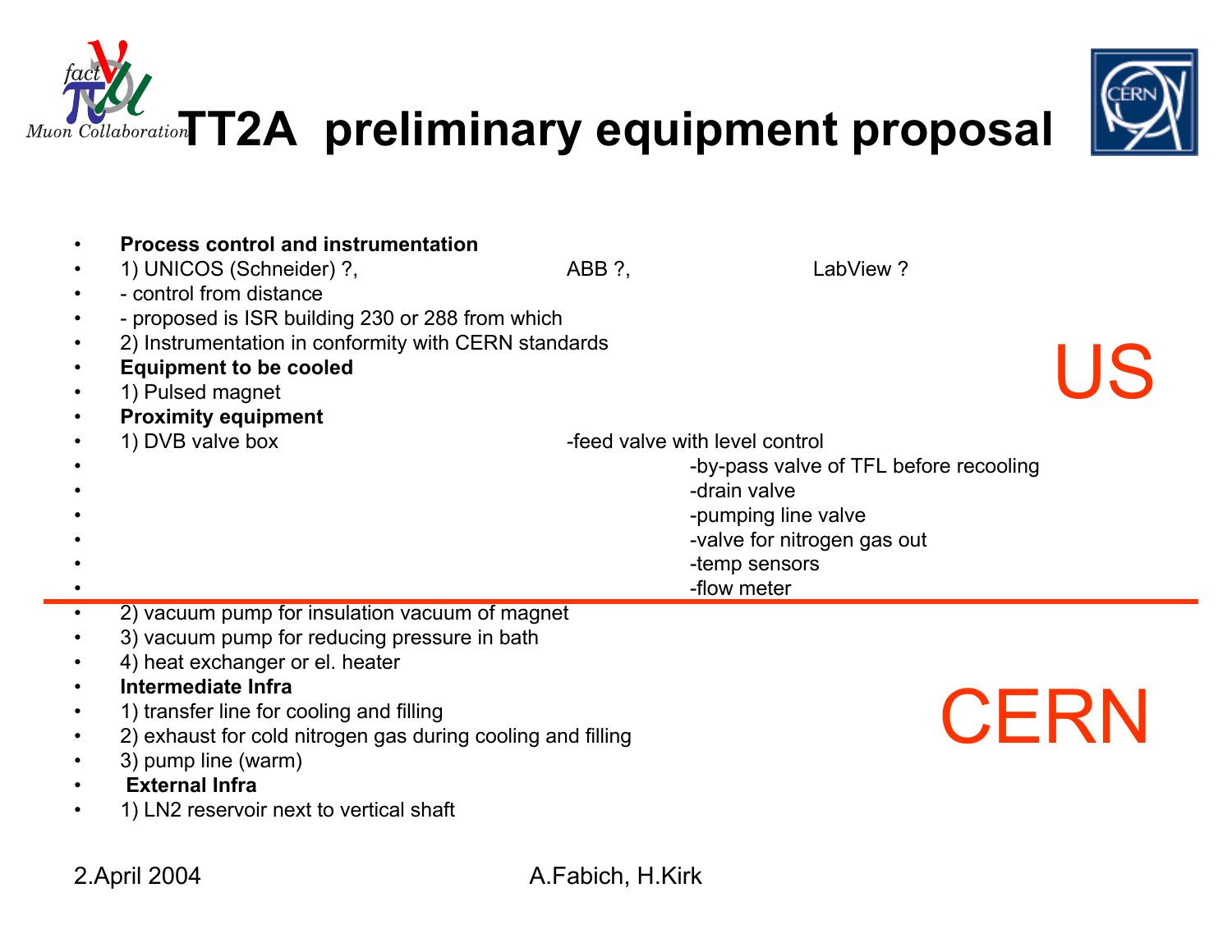# TT2A preliminary equipment proposal

*Muon Collaboration*

- **Process control and instrumentation**
- 1) UNICOS (Schneider) ?, ABB ?, LabView ?
- - control from distance
- - proposed is ISR building 230 or 288 from which
- 2) Instrumentation in conformity with CERN standards
- **Equipment to be cooled**
- 1) Pulsed magnet
- **Proximity equipment**
- 1) DVB valve box
  - -feed valve with level control
  - -by-pass valve of TFL before recooling
  - -drain valve
  - -pumping line valve
  - -valve for nitrogen gas out
  - -temp sensors
  - -flow meter

US

---

- 2) vacuum pump for insulation vacuum of magnet
- 3) vacuum pump for reducing pressure in bath
- 4) heat exchanger or el. heater
- **Intermediate Infra**
- 1) transfer line for cooling and filling
- 2) exhaust for cold nitrogen gas during cooling and filling
- 3) pump line (warm)
- **External Infra**
- 1) LN2 reservoir next to vertical shaft

CERN

2.April 2004 A.Fabich, H.Kirk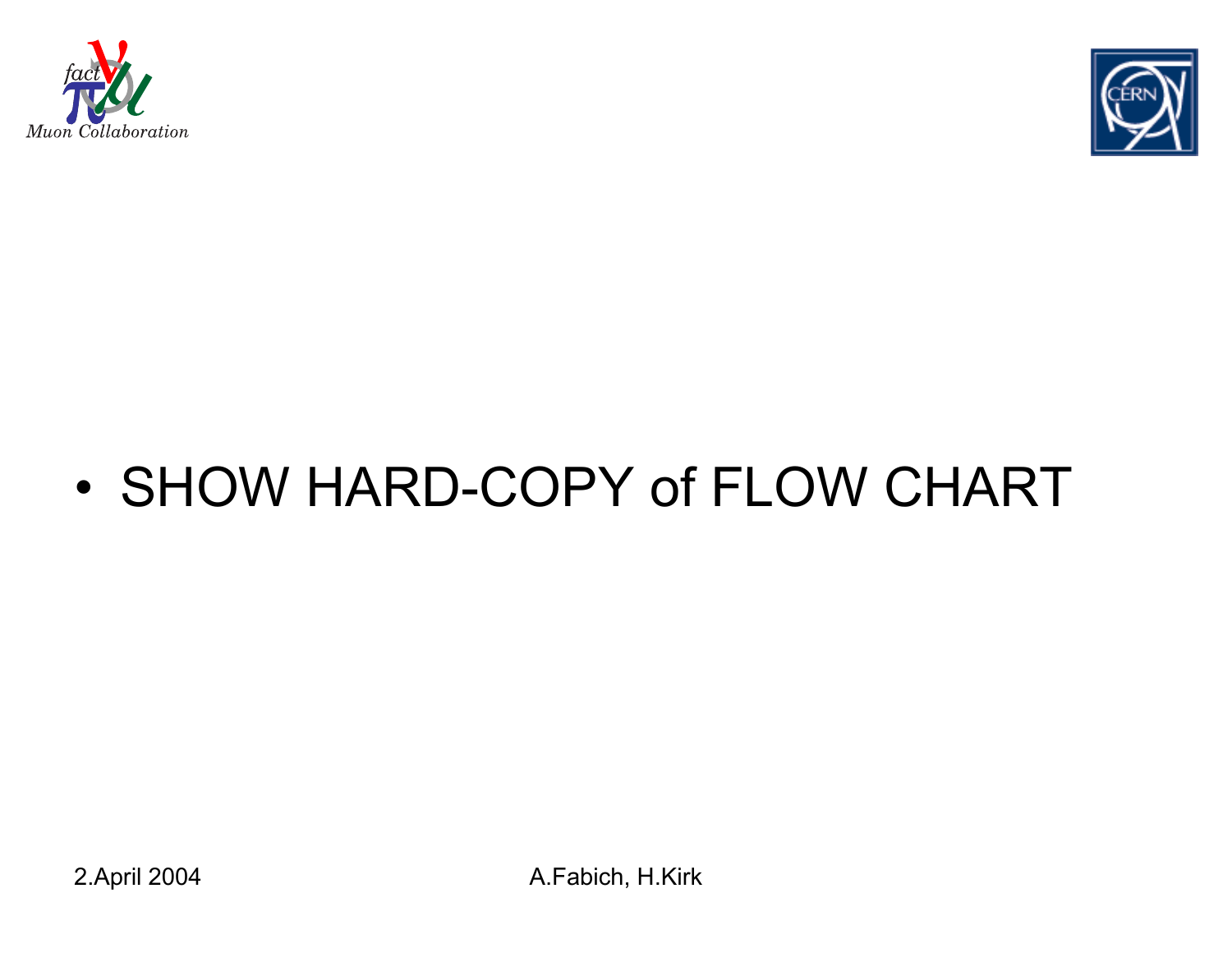- SHOW HARD-COPY of FLOW CHART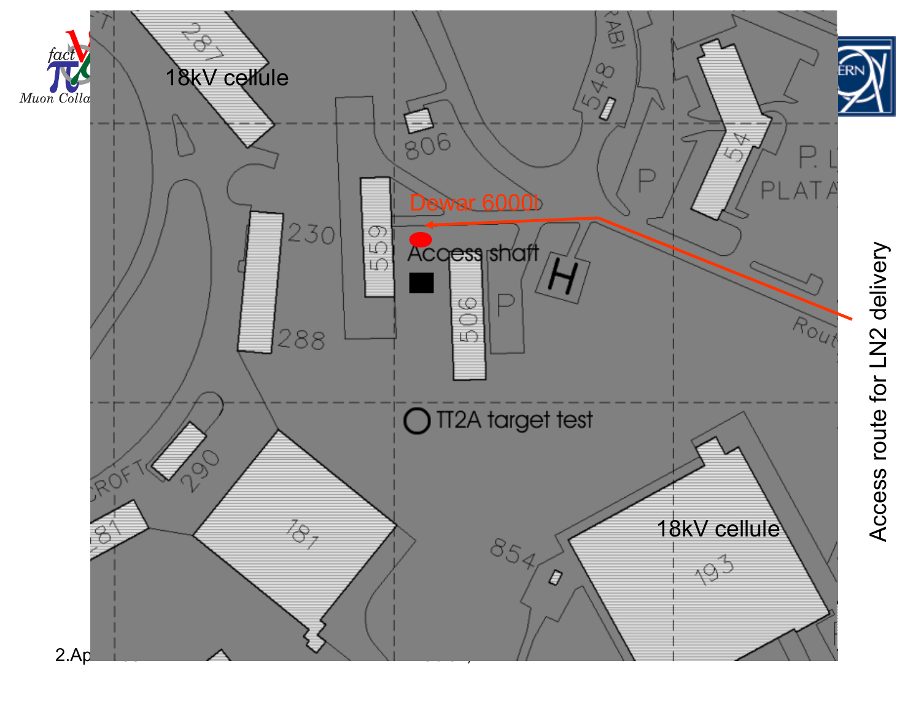18kV cellule

Dewar 6000l

Access shaft

TT2A target test

18kV cellule

Access route for LN2 delivery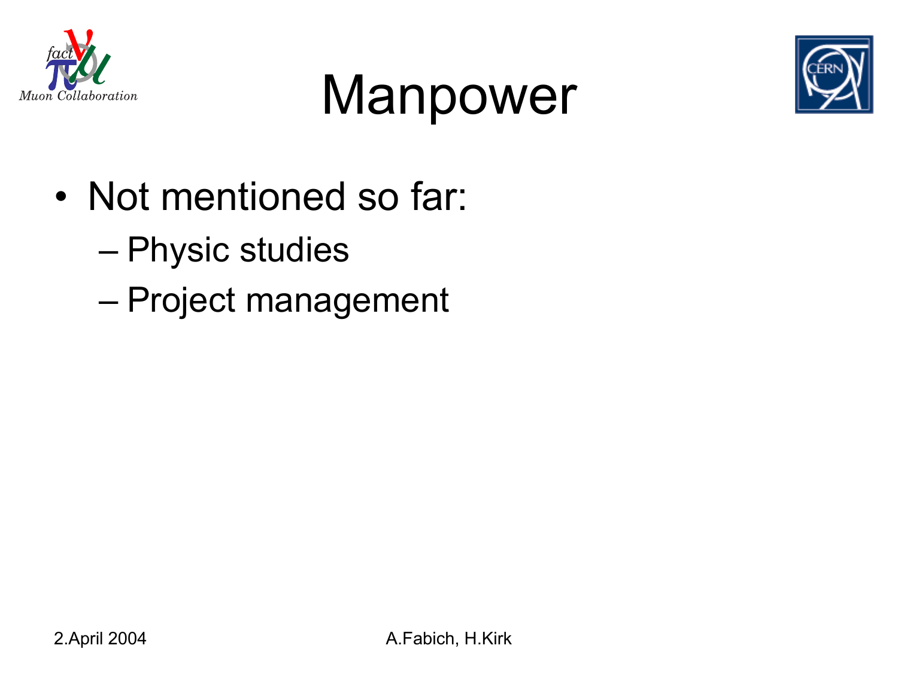# Manpower

- Not mentioned so far:
  - Physic studies
  - Project management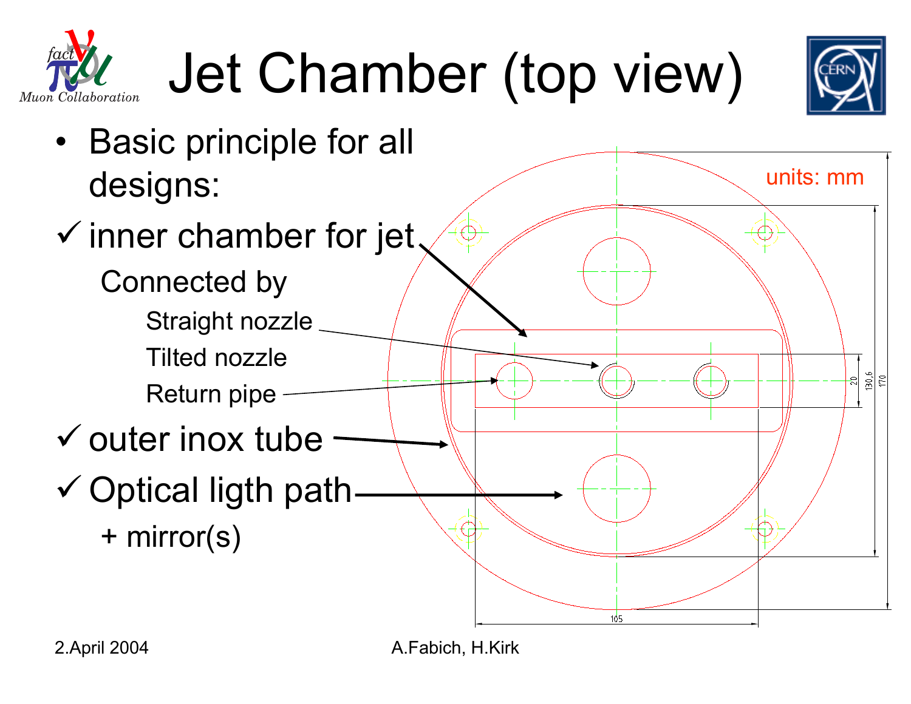# Jet Chamber (top view)

- Basic principle for all designs:

✓ inner chamber for jet

Connected by

Straight nozzle

Tilted nozzle

Return pipe

✓ outer inox tube

✓ Optical ligth path

+ mirror(s)

units: mm

20

130,6

170

105

2.April 2004

A.Fabich, H.Kirk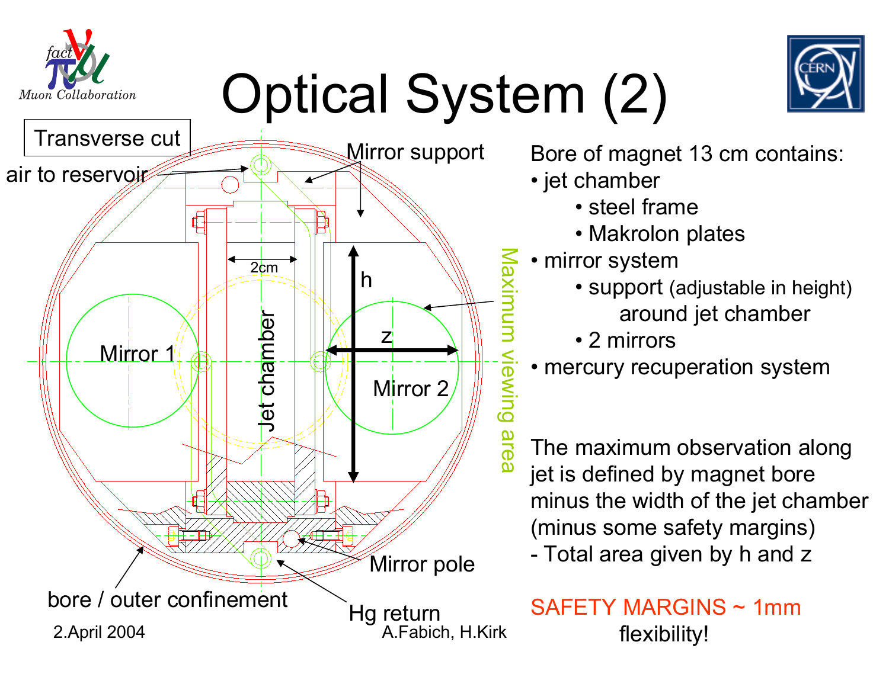# Optical System (2)

Transverse cut

air to reservoir

Mirror support

2cm

h

z

Jet chamber

Mirror 1

Mirror 2

Maximum viewing area

bore / outer confinement

Mirror pole

Hg return

Bore of magnet 13 cm contains:

- jet chamber
  - steel frame
  - Makrolon plates
- mirror system
  - support (adjustable in height) around jet chamber
  - 2 mirrors
- mercury recuperation system

The maximum observation along jet is defined by magnet bore minus the width of the jet chamber (minus some safety margins)

- Total area given by h and z

SAFETY MARGINS ~ 1mm

flexibility!

2.April 2004

A.Fabich, H.Kirk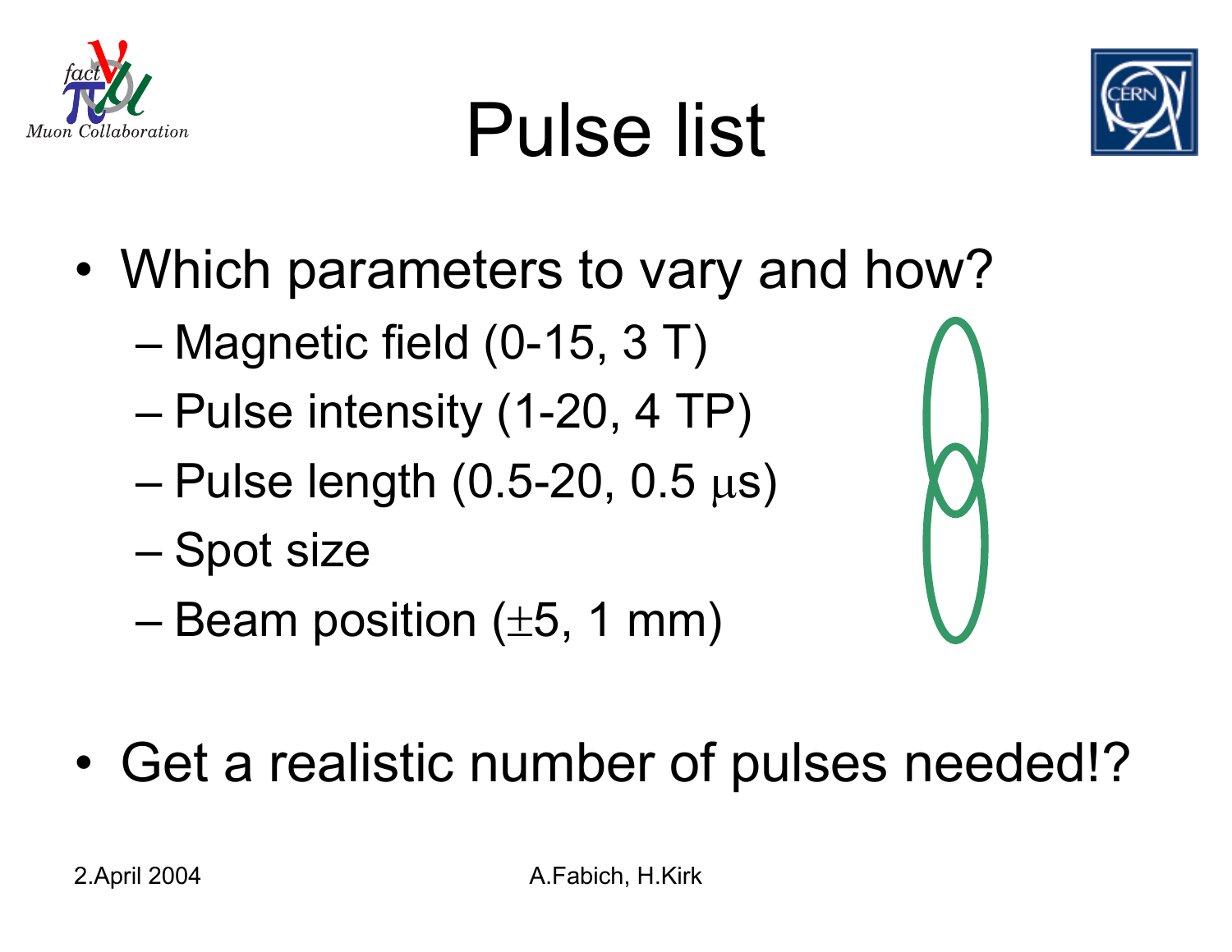# Pulse list

- Which parameters to vary and how?
  - Magnetic field (0-15, 3 T)
  - Pulse intensity (1-20, 4 TP)
  - Pulse length (0.5-20, 0.5 μs)
  - Spot size
  - Beam position (±5, 1 mm)

- Get a realistic number of pulses needed!?